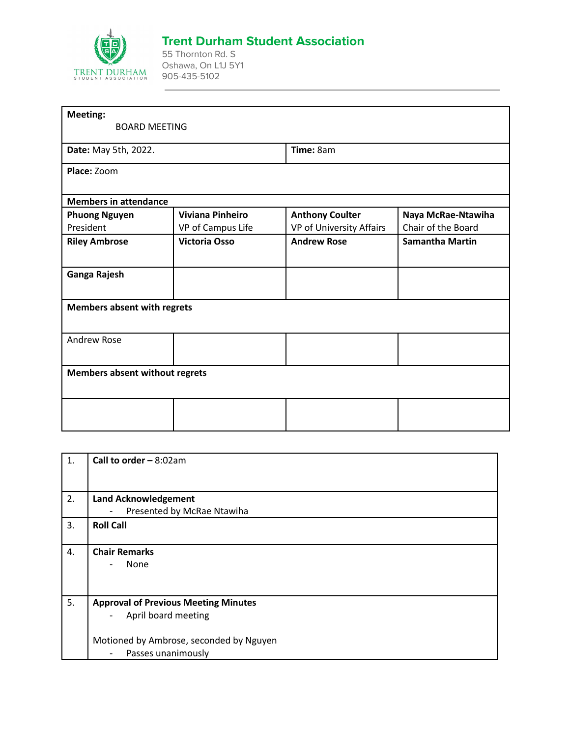# Trent Durham Student Association

55 Thornton Rd. S
Oshawa, On L1J 5Y1
905-435-5102

| **Meeting:** BOARD MEETING | | | |
|---|---|---|---|
| **Date:** May 5th, 2022. | | **Time:** 8am | |
| **Place:** Zoom | | | |
| **Members in attendance** | | | |
| **Phuong Nguyen** President | **Viviana Pinheiro** VP of Campus Life | **Anthony Coulter** VP of University Affairs | **Naya McRae-Ntawiha** Chair of the Board |
| **Riley Ambrose** | **Victoria Osso** | **Andrew Rose** | **Samantha Martin** |
| **Ganga Rajesh** | | | |
| **Members absent with regrets** | | | |
| Andrew Rose | | | |
| **Members absent without regrets** | | | |
| | | | |

| | |
|---|---|
| 1. | **Call to order –** 8:02am |
| 2. | **Land Acknowledgement**<br>- Presented by McRae Ntawiha |
| 3. | **Roll Call** |
| 4. | **Chair Remarks**<br>- None |
| 5. | **Approval of Previous Meeting Minutes**<br>- April board meeting<br><br>Motioned by Ambrose, seconded by Nguyen<br>- Passes unanimously |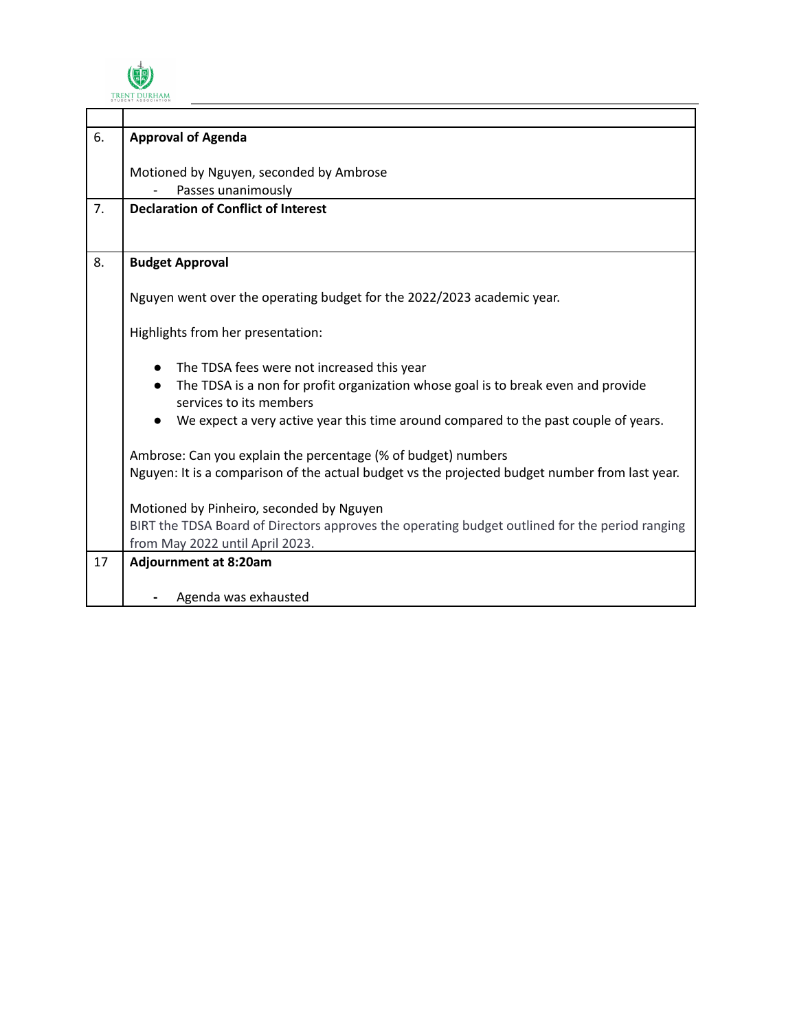| | |
|---|---|
| 6. | **Approval of Agenda**<br><br>Motioned by Nguyen, seconded by Ambrose<br>- Passes unanimously |
| 7. | **Declaration of Conflict of Interest** |
| 8. | **Budget Approval**<br><br>Nguyen went over the operating budget for the 2022/2023 academic year.<br><br>Highlights from her presentation:<br><br>• The TDSA fees were not increased this year<br>• The TDSA is a non for profit organization whose goal is to break even and provide services to its members<br>• We expect a very active year this time around compared to the past couple of years.<br><br>Ambrose: Can you explain the percentage (% of budget) numbers<br>Nguyen: It is a comparison of the actual budget vs the projected budget number from last year.<br><br>Motioned by Pinheiro, seconded by Nguyen<br>BIRT the TDSA Board of Directors approves the operating budget outlined for the period ranging from May 2022 until April 2023. |
| 17 | **Adjournment at 8:20am**<br><br>- Agenda was exhausted |